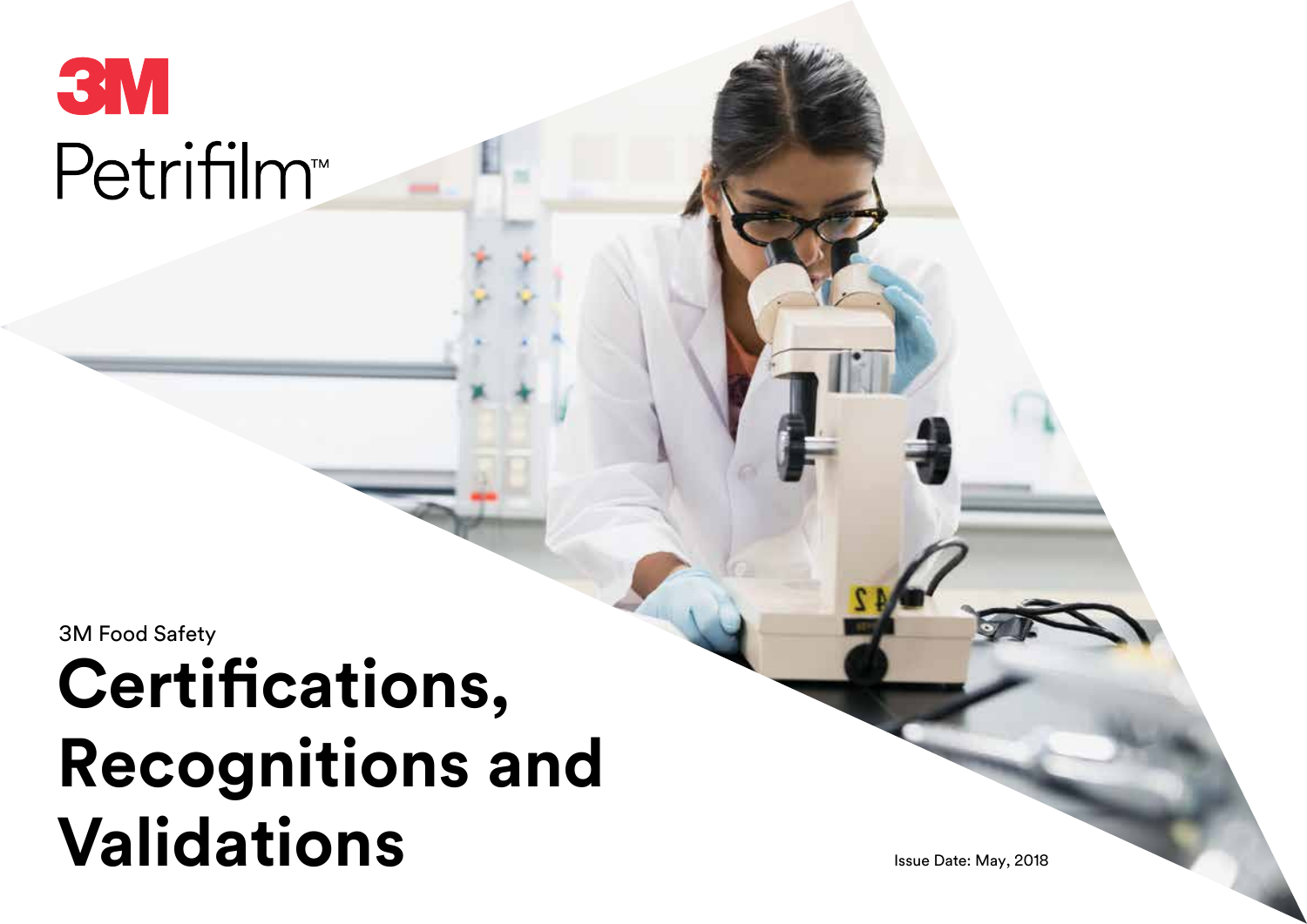3M

Petrifilm™

3M Food Safety

# Certifications, Recognitions and Validations

Issue Date: May, 2018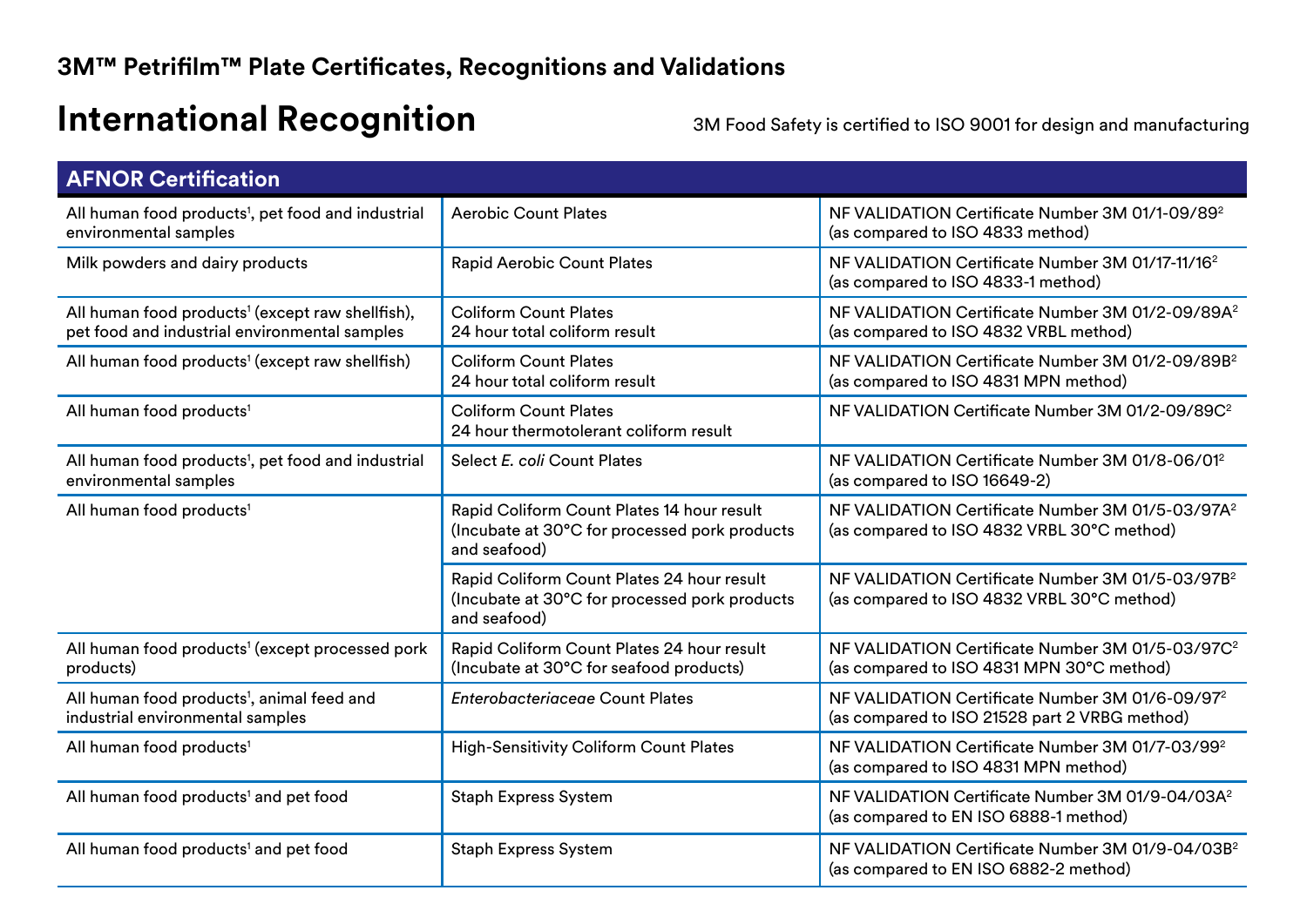## 3M™ Petrifilm™ Plate Certificates, Recognitions and Validations

# International Recognition

3M Food Safety is certified to ISO 9001 for design and manufacturing

| AFNOR Certification | | |
|---|---|---|
| All human food products[1], pet food and industrial environmental samples | Aerobic Count Plates | NF VALIDATION Certificate Number 3M 01/1-09/89[2] (as compared to ISO 4833 method) |
| Milk powders and dairy products | Rapid Aerobic Count Plates | NF VALIDATION Certificate Number 3M 01/17-11/16[2] (as compared to ISO 4833-1 method) |
| All human food products[1] (except raw shellfish), pet food and industrial environmental samples | Coliform Count Plates 24 hour total coliform result | NF VALIDATION Certificate Number 3M 01/2-09/89A[2] (as compared to ISO 4832 VRBL method) |
| All human food products[1] (except raw shellfish) | Coliform Count Plates 24 hour total coliform result | NF VALIDATION Certificate Number 3M 01/2-09/89B[2] (as compared to ISO 4831 MPN method) |
| All human food products[1] | Coliform Count Plates 24 hour thermotolerant coliform result | NF VALIDATION Certificate Number 3M 01/2-09/89C[2] |
| All human food products[1], pet food and industrial environmental samples | Select *E. coli* Count Plates | NF VALIDATION Certificate Number 3M 01/8-06/01[2] (as compared to ISO 16649-2) |
| All human food products[1] | Rapid Coliform Count Plates 14 hour result (Incubate at 30°C for processed pork products and seafood) | NF VALIDATION Certificate Number 3M 01/5-03/97A[2] (as compared to ISO 4832 VRBL 30°C method) |
| | Rapid Coliform Count Plates 24 hour result (Incubate at 30°C for processed pork products and seafood) | NF VALIDATION Certificate Number 3M 01/5-03/97B[2] (as compared to ISO 4832 VRBL 30°C method) |
| All human food products[1] (except processed pork products) | Rapid Coliform Count Plates 24 hour result (Incubate at 30°C for seafood products) | NF VALIDATION Certificate Number 3M 01/5-03/97C[2] (as compared to ISO 4831 MPN 30°C method) |
| All human food products[1], animal feed and industrial environmental samples | *Enterobacteriaceae* Count Plates | NF VALIDATION Certificate Number 3M 01/6-09/97[2] (as compared to ISO 21528 part 2 VRBG method) |
| All human food products[1] | High-Sensitivity Coliform Count Plates | NF VALIDATION Certificate Number 3M 01/7-03/99[2] (as compared to ISO 4831 MPN method) |
| All human food products[1] and pet food | Staph Express System | NF VALIDATION Certificate Number 3M 01/9-04/03A[2] (as compared to EN ISO 6888-1 method) |
| All human food products[1] and pet food | Staph Express System | NF VALIDATION Certificate Number 3M 01/9-04/03B[2] (as compared to EN ISO 6882-2 method) |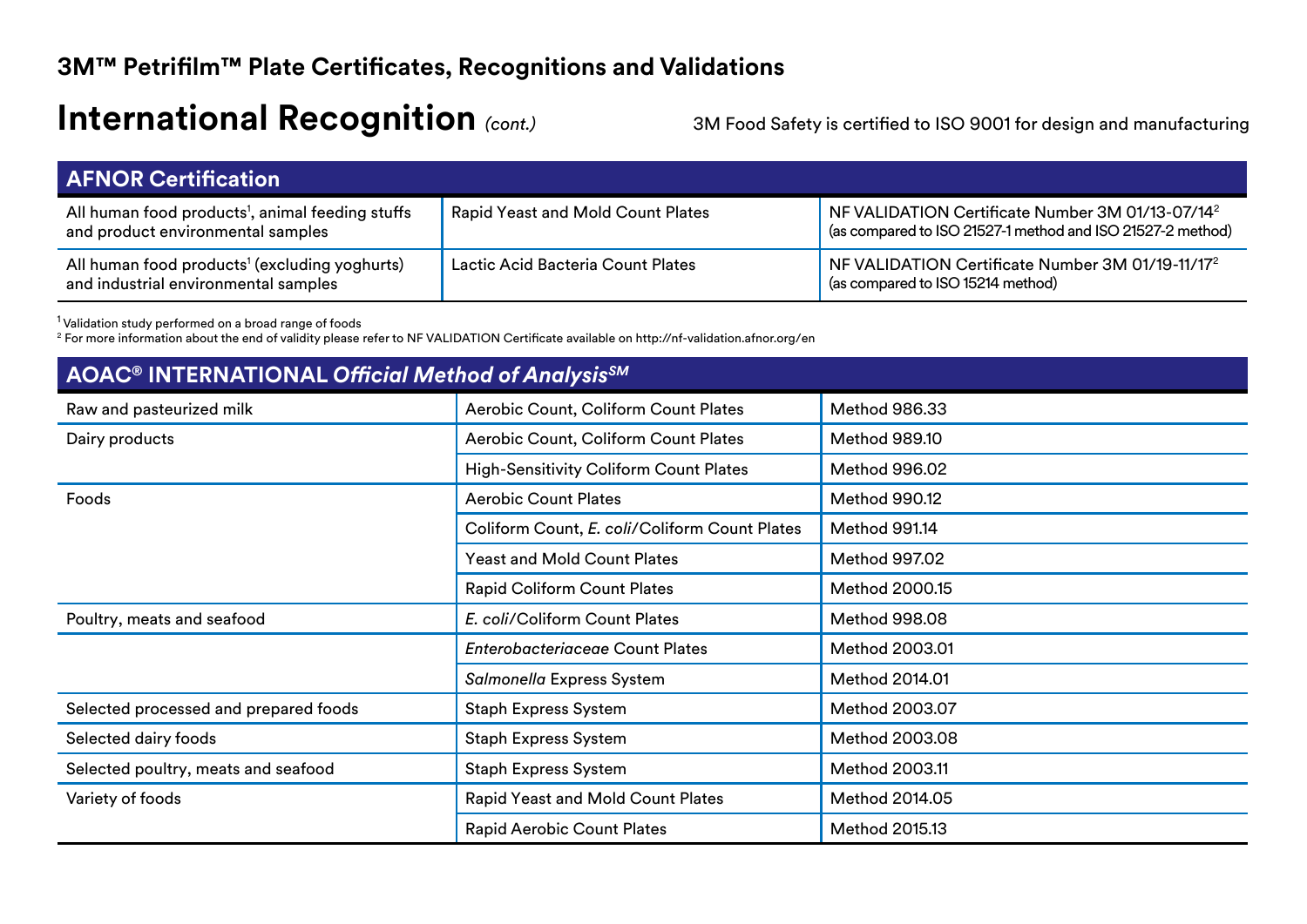## 3M™ Petrifilm™ Plate Certificates, Recognitions and Validations

# International Recognition *(cont.)*

3M Food Safety is certified to ISO 9001 for design and manufacturing

| AFNOR Certification | | |
|---|---|---|
| All human food products[1], animal feeding stuffs and product environmental samples | Rapid Yeast and Mold Count Plates | NF VALIDATION Certificate Number 3M 01/13-07/14[2] (as compared to ISO 21527-1 method and ISO 21527-2 method) |
| All human food products[1] (excluding yoghurts) and industrial environmental samples | Lactic Acid Bacteria Count Plates | NF VALIDATION Certificate Number 3M 01/19-11/17[2] (as compared to ISO 15214 method) |

[1] Validation study performed on a broad range of foods
[2] For more information about the end of validity please refer to NF VALIDATION Certificate available on http://nf-validation.afnor.org/en

| AOAC® INTERNATIONAL *Official Method of Analysis℠* | | |
|---|---|---|
| Raw and pasteurized milk | Aerobic Count, Coliform Count Plates | Method 986.33 |
| Dairy products | Aerobic Count, Coliform Count Plates | Method 989.10 |
| | High-Sensitivity Coliform Count Plates | Method 996.02 |
| Foods | Aerobic Count Plates | Method 990.12 |
| | Coliform Count, *E. coli*/Coliform Count Plates | Method 991.14 |
| | Yeast and Mold Count Plates | Method 997.02 |
| | Rapid Coliform Count Plates | Method 2000.15 |
| Poultry, meats and seafood | *E. coli*/Coliform Count Plates | Method 998.08 |
| | *Enterobacteriaceae* Count Plates | Method 2003.01 |
| | *Salmonella* Express System | Method 2014.01 |
| Selected processed and prepared foods | Staph Express System | Method 2003.07 |
| Selected dairy foods | Staph Express System | Method 2003.08 |
| Selected poultry, meats and seafood | Staph Express System | Method 2003.11 |
| Variety of foods | Rapid Yeast and Mold Count Plates | Method 2014.05 |
| | Rapid Aerobic Count Plates | Method 2015.13 |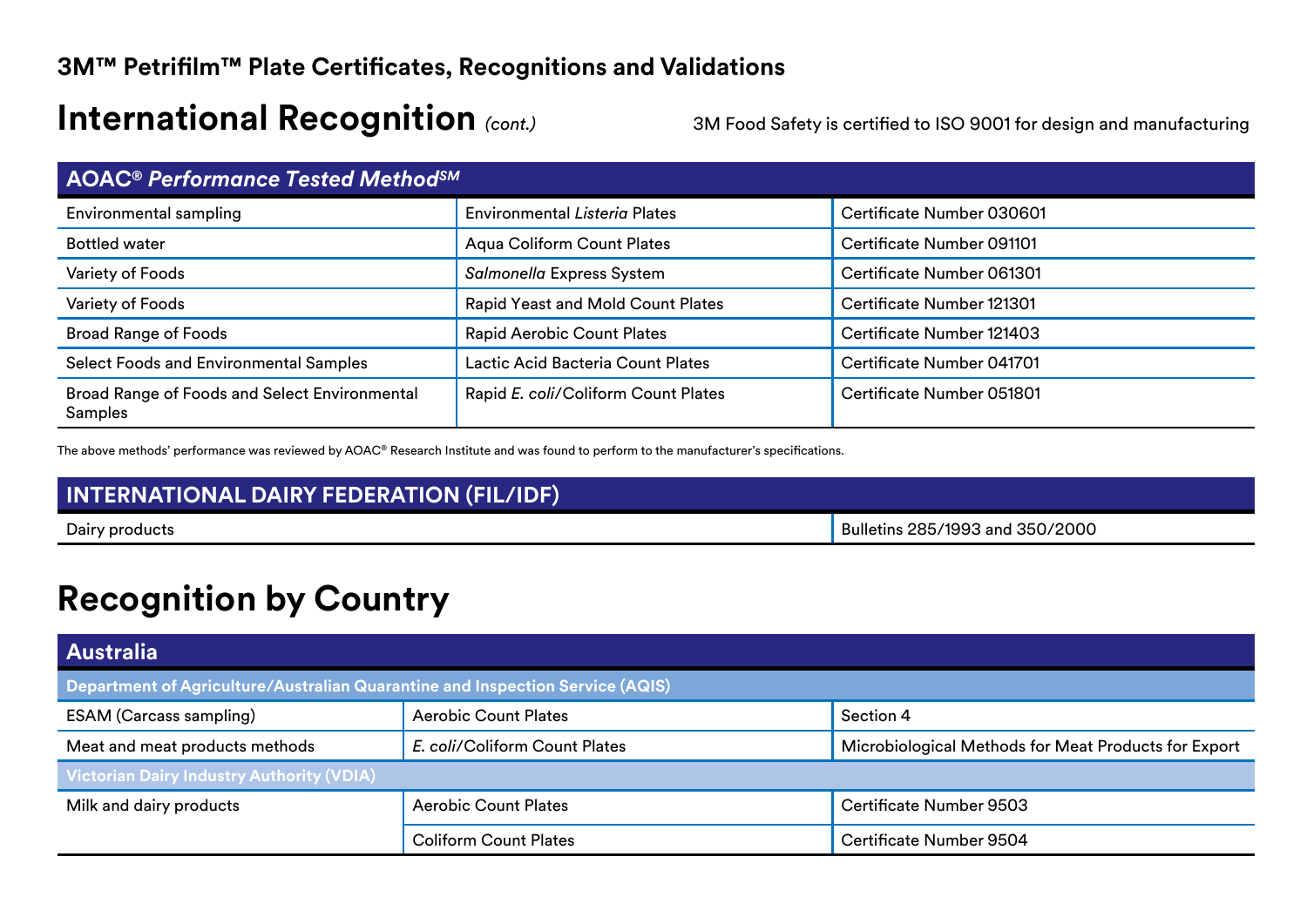### 3M™ Petrifilm™ Plate Certificates, Recognitions and Validations

# International Recognition *(cont.)*

3M Food Safety is certified to ISO 9001 for design and manufacturing

| AOAC® *Performance Tested Method*℠ | | |
|---|---|---|
| Environmental sampling | Environmental *Listeria* Plates | Certificate Number 030601 |
| Bottled water | Aqua Coliform Count Plates | Certificate Number 091101 |
| Variety of Foods | *Salmonella* Express System | Certificate Number 061301 |
| Variety of Foods | Rapid Yeast and Mold Count Plates | Certificate Number 121301 |
| Broad Range of Foods | Rapid Aerobic Count Plates | Certificate Number 121403 |
| Select Foods and Environmental Samples | Lactic Acid Bacteria Count Plates | Certificate Number 041701 |
| Broad Range of Foods and Select Environmental Samples | Rapid *E. coli*/Coliform Count Plates | Certificate Number 051801 |

The above methods' performance was reviewed by AOAC® Research Institute and was found to perform to the manufacturer's specifications.

| INTERNATIONAL DAIRY FEDERATION (FIL/IDF) | |
|---|---|
| Dairy products | Bulletins 285/1993 and 350/2000 |

# Recognition by Country

| Australia | | |
|---|---|---|
| **Department of Agriculture/Australian Quarantine and Inspection Service (AQIS)** | | |
| ESAM (Carcass sampling) | Aerobic Count Plates | Section 4 |
| Meat and meat products methods | *E. coli*/Coliform Count Plates | Microbiological Methods for Meat Products for Export |
| **Victorian Dairy Industry Authority (VDIA)** | | |
| Milk and dairy products | Aerobic Count Plates | Certificate Number 9503 |
| | Coliform Count Plates | Certificate Number 9504 |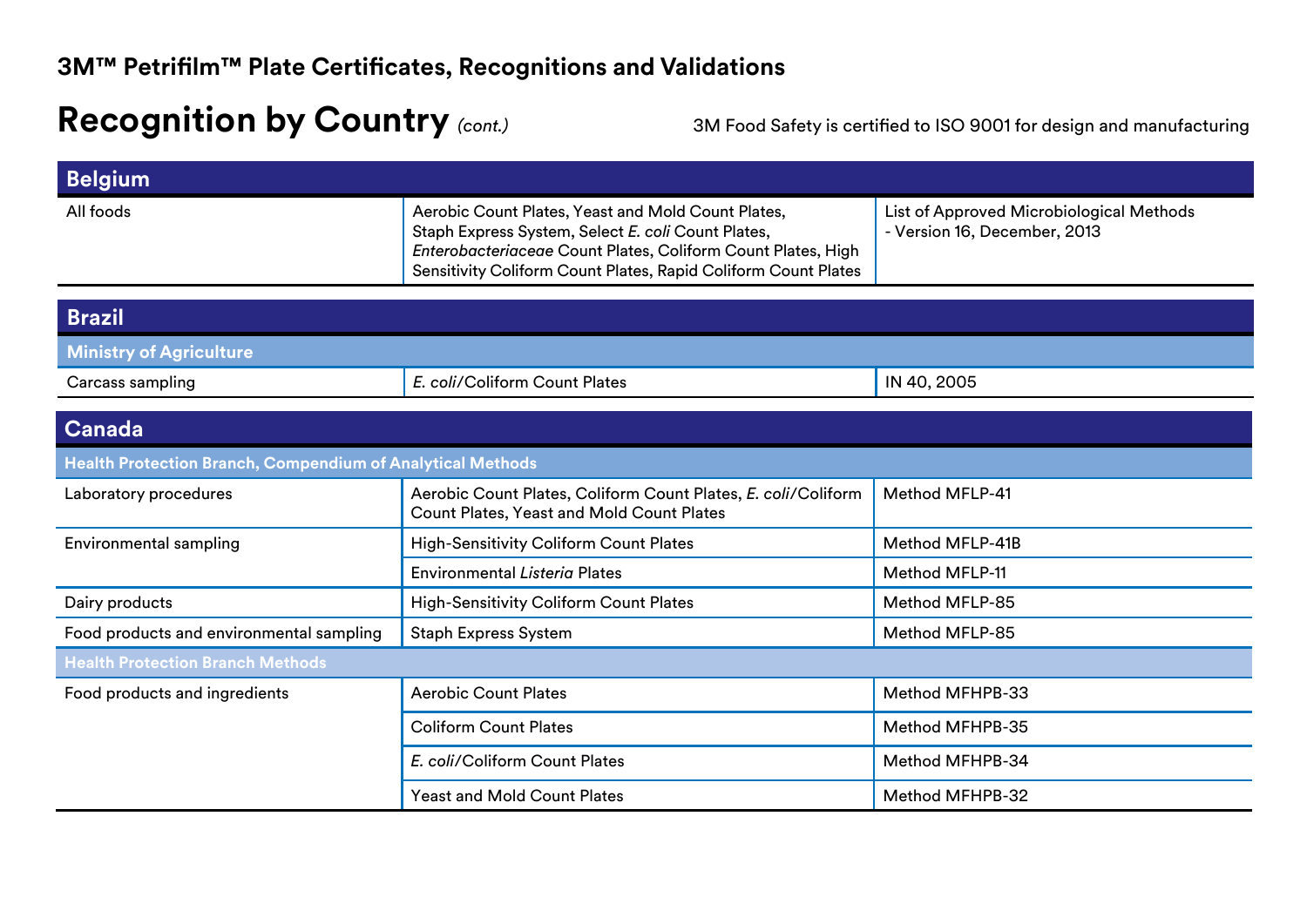### 3M™ Petrifilm™ Plate Certificates, Recognitions and Validations

# Recognition by Country *(cont.)*

3M Food Safety is certified to ISO 9001 for design and manufacturing

## Belgium

| | | |
|---|---|---|
| All foods | Aerobic Count Plates, Yeast and Mold Count Plates, Staph Express System, Select *E. coli* Count Plates, *Enterobacteriaceae* Count Plates, Coliform Count Plates, High Sensitivity Coliform Count Plates, Rapid Coliform Count Plates | List of Approved Microbiological Methods - Version 16, December, 2013 |

## Brazil

| **Ministry of Agriculture** | | |
|---|---|---|
| Carcass sampling | *E. coli*/Coliform Count Plates | IN 40, 2005 |

## Canada

| **Health Protection Branch, Compendium of Analytical Methods** | | |
|---|---|---|
| Laboratory procedures | Aerobic Count Plates, Coliform Count Plates, *E. coli*/Coliform Count Plates, Yeast and Mold Count Plates | Method MFLP-41 |
| Environmental sampling | High-Sensitivity Coliform Count Plates | Method MFLP-41B |
| | Environmental *Listeria* Plates | Method MFLP-11 |
| Dairy products | High-Sensitivity Coliform Count Plates | Method MFLP-85 |
| Food products and environmental sampling | Staph Express System | Method MFLP-85 |
| **Health Protection Branch Methods** | | |
| Food products and ingredients | Aerobic Count Plates | Method MFHPB-33 |
| | Coliform Count Plates | Method MFHPB-35 |
| | *E. coli*/Coliform Count Plates | Method MFHPB-34 |
| | Yeast and Mold Count Plates | Method MFHPB-32 |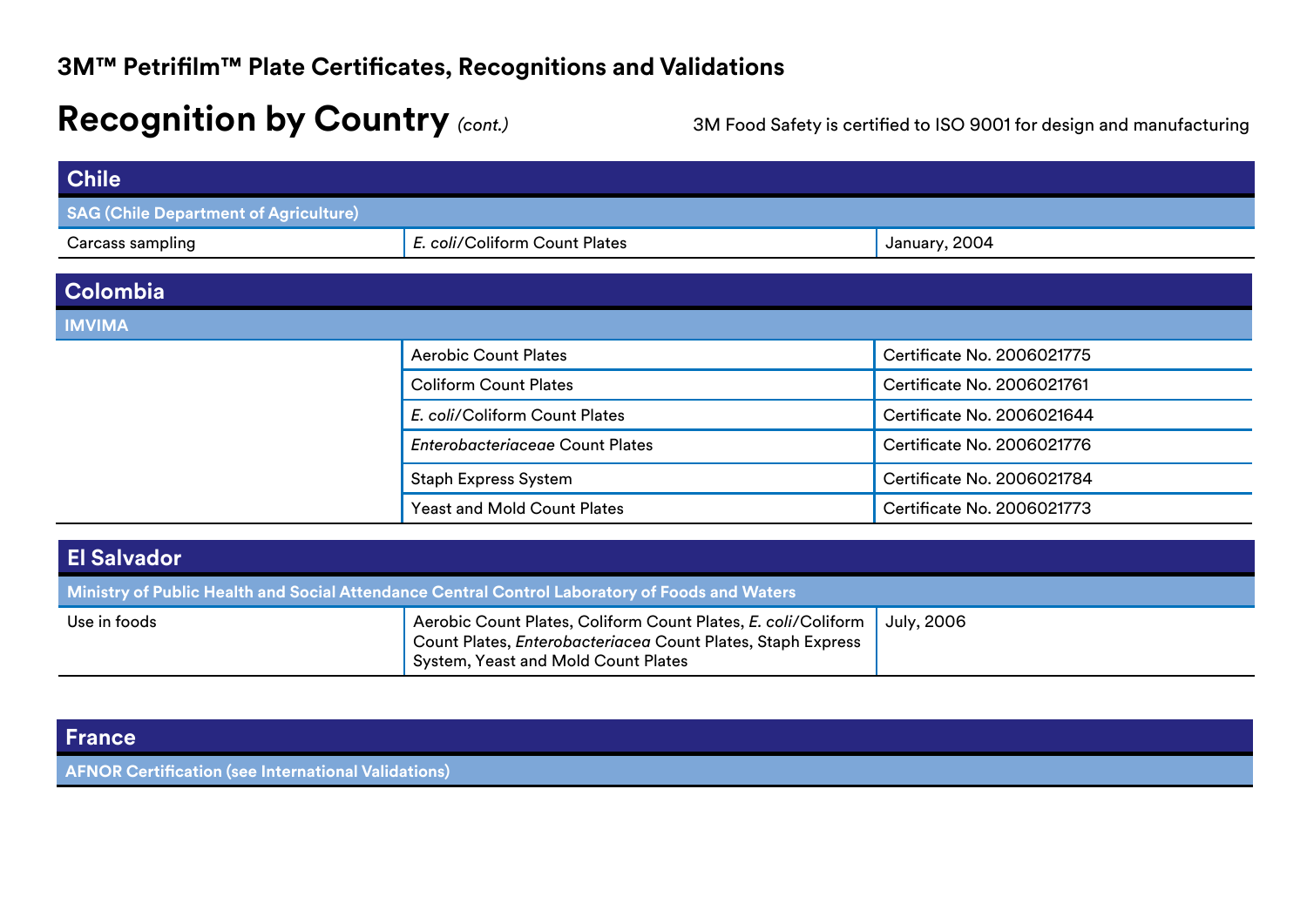# 3M™ Petrifilm™ Plate Certificates, Recognitions and Validations

## Recognition by Country *(cont.)*

3M Food Safety is certified to ISO 9001 for design and manufacturing

### Chile

**SAG (Chile Department of Agriculture)**

| | | |
|---|---|---|
| Carcass sampling | *E. coli*/Coliform Count Plates | January, 2004 |

### Colombia

**IMVIMA**

| | | |
|---|---|---|
| | Aerobic Count Plates | Certificate No. 2006021775 |
| | Coliform Count Plates | Certificate No. 2006021761 |
| | *E. coli*/Coliform Count Plates | Certificate No. 2006021644 |
| | *Enterobacteriaceae* Count Plates | Certificate No. 2006021776 |
| | Staph Express System | Certificate No. 2006021784 |
| | Yeast and Mold Count Plates | Certificate No. 2006021773 |

### El Salvador

**Ministry of Public Health and Social Attendance Central Control Laboratory of Foods and Waters**

| | | |
|---|---|---|
| Use in foods | Aerobic Count Plates, Coliform Count Plates, *E. coli*/Coliform Count Plates, *Enterobacteriacea* Count Plates, Staph Express System, Yeast and Mold Count Plates | July, 2006 |

### France

**AFNOR Certification (see International Validations)**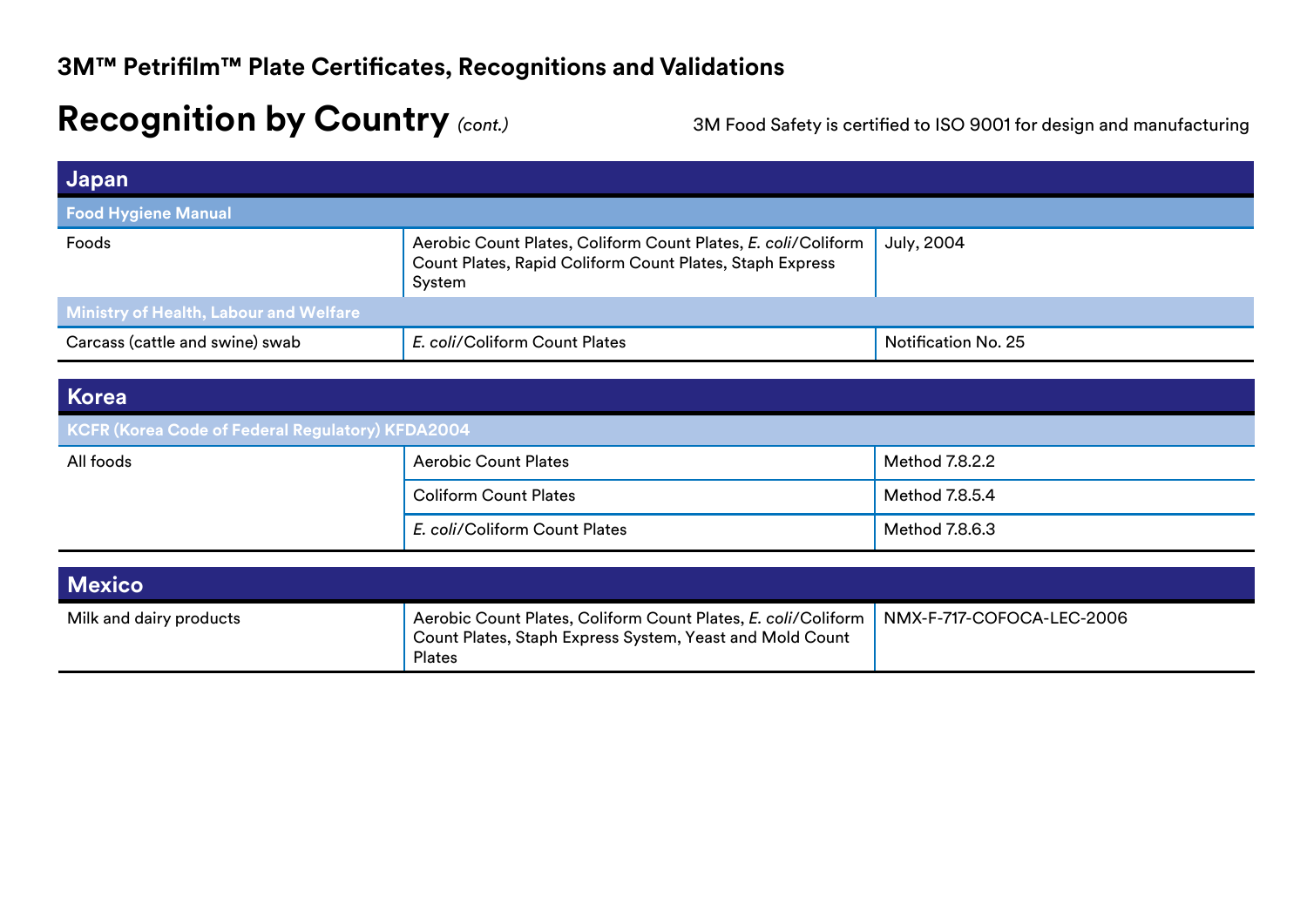# 3M™ Petrifilm™ Plate Certificates, Recognitions and Validations

## Recognition by Country *(cont.)*

3M Food Safety is certified to ISO 9001 for design and manufacturing

### Japan

| Food Hygiene Manual | | |
|---|---|---|
| Foods | Aerobic Count Plates, Coliform Count Plates, *E. coli*/Coliform Count Plates, Rapid Coliform Count Plates, Staph Express System | July, 2004 |
| **Ministry of Health, Labour and Welfare** | | |
| Carcass (cattle and swine) swab | *E. coli*/Coliform Count Plates | Notification No. 25 |

### Korea

| KCFR (Korea Code of Federal Regulatory) KFDA2004 | | |
|---|---|---|
| All foods | Aerobic Count Plates | Method 7.8.2.2 |
| | Coliform Count Plates | Method 7.8.5.4 |
| | *E. coli*/Coliform Count Plates | Method 7.8.6.3 |

### Mexico

| | | |
|---|---|---|
| Milk and dairy products | Aerobic Count Plates, Coliform Count Plates, *E. coli*/Coliform Count Plates, Staph Express System, Yeast and Mold Count Plates | NMX-F-717-COFOCA-LEC-2006 |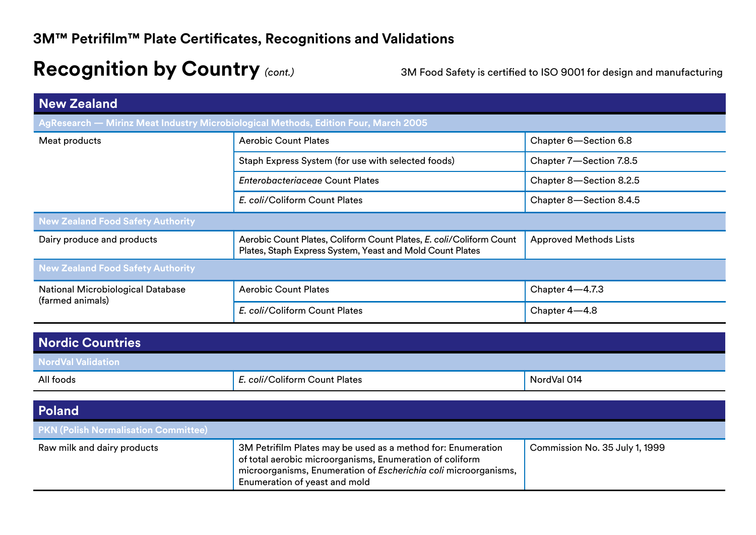3M™ Petrifilm™ Plate Certificates, Recognitions and Validations

# Recognition by Country *(cont.)*

3M Food Safety is certified to ISO 9001 for design and manufacturing

## New Zealand

| AgResearch — Mirinz Meat Industry Microbiological Methods, Edition Four, March 2005 | | |
|---|---|---|
| Meat products | Aerobic Count Plates | Chapter 6—Section 6.8 |
| | Staph Express System (for use with selected foods) | Chapter 7—Section 7.8.5 |
| | *Enterobacteriaceae* Count Plates | Chapter 8—Section 8.2.5 |
| | *E. coli*/Coliform Count Plates | Chapter 8—Section 8.4.5 |
| **New Zealand Food Safety Authority** | | |
| Dairy produce and products | Aerobic Count Plates, Coliform Count Plates, *E. coli*/Coliform Count Plates, Staph Express System, Yeast and Mold Count Plates | Approved Methods Lists |
| **New Zealand Food Safety Authority** | | |
| National Microbiological Database (farmed animals) | Aerobic Count Plates | Chapter 4—4.7.3 |
| | *E. coli*/Coliform Count Plates | Chapter 4—4.8 |

## Nordic Countries

| NordVal Validation | | |
|---|---|---|
| All foods | *E. coli*/Coliform Count Plates | NordVal 014 |

## Poland

| PKN (Polish Normalisation Committee) | | |
|---|---|---|
| Raw milk and dairy products | 3M Petrifilm Plates may be used as a method for: Enumeration of total aerobic microorganisms, Enumeration of coliform microorganisms, Enumeration of *Escherichia coli* microorganisms, Enumeration of yeast and mold | Commission No. 35 July 1, 1999 |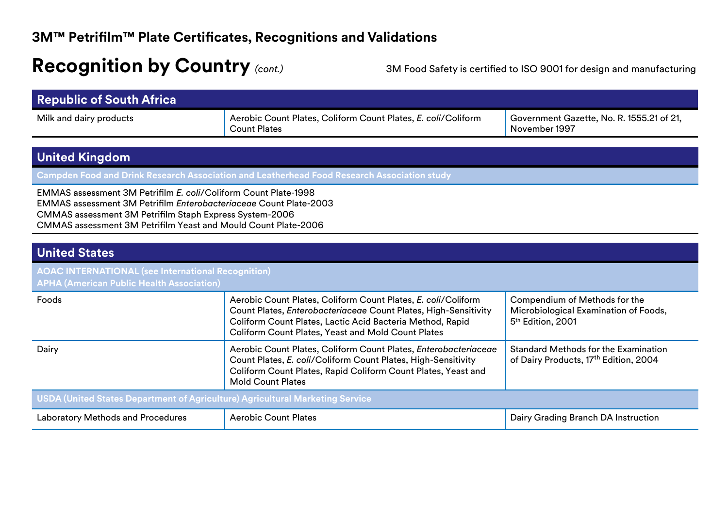## 3M™ Petrifilm™ Plate Certificates, Recognitions and Validations

# Recognition by Country *(cont.)*

3M Food Safety is certified to ISO 9001 for design and manufacturing

### Republic of South Africa

| | | |
|---|---|---|
| Milk and dairy products | Aerobic Count Plates, Coliform Count Plates, *E. coli*/Coliform Count Plates | Government Gazette, No. R. 1555.21 of 21, November 1997 |

### United Kingdom

**Campden Food and Drink Research Association and Leatherhead Food Research Association study**

EMMAS assessment 3M Petrifilm *E. coli*/Coliform Count Plate-1998
EMMAS assessment 3M Petrifilm *Enterobacteriaceae* Count Plate-2003
CMMAS assessment 3M Petrifilm Staph Express System-2006
CMMAS assessment 3M Petrifilm Yeast and Mould Count Plate-2006

### United States

**AOAC INTERNATIONAL (see International Recognition)**
**APHA (American Public Health Association)**

| | | |
|---|---|---|
| Foods | Aerobic Count Plates, Coliform Count Plates, *E. coli*/Coliform Count Plates, *Enterobacteriaceae* Count Plates, High-Sensitivity Coliform Count Plates, Lactic Acid Bacteria Method, Rapid Coliform Count Plates, Yeast and Mold Count Plates | Compendium of Methods for the Microbiological Examination of Foods, 5th Edition, 2001 |
| Dairy | Aerobic Count Plates, Coliform Count Plates, *Enterobacteriaceae* Count Plates, *E. coli*/Coliform Count Plates, High-Sensitivity Coliform Count Plates, Rapid Coliform Count Plates, Yeast and Mold Count Plates | Standard Methods for the Examination of Dairy Products, 17th Edition, 2004 |

**USDA (United States Department of Agriculture) Agricultural Marketing Service**

| | | |
|---|---|---|
| Laboratory Methods and Procedures | Aerobic Count Plates | Dairy Grading Branch DA Instruction |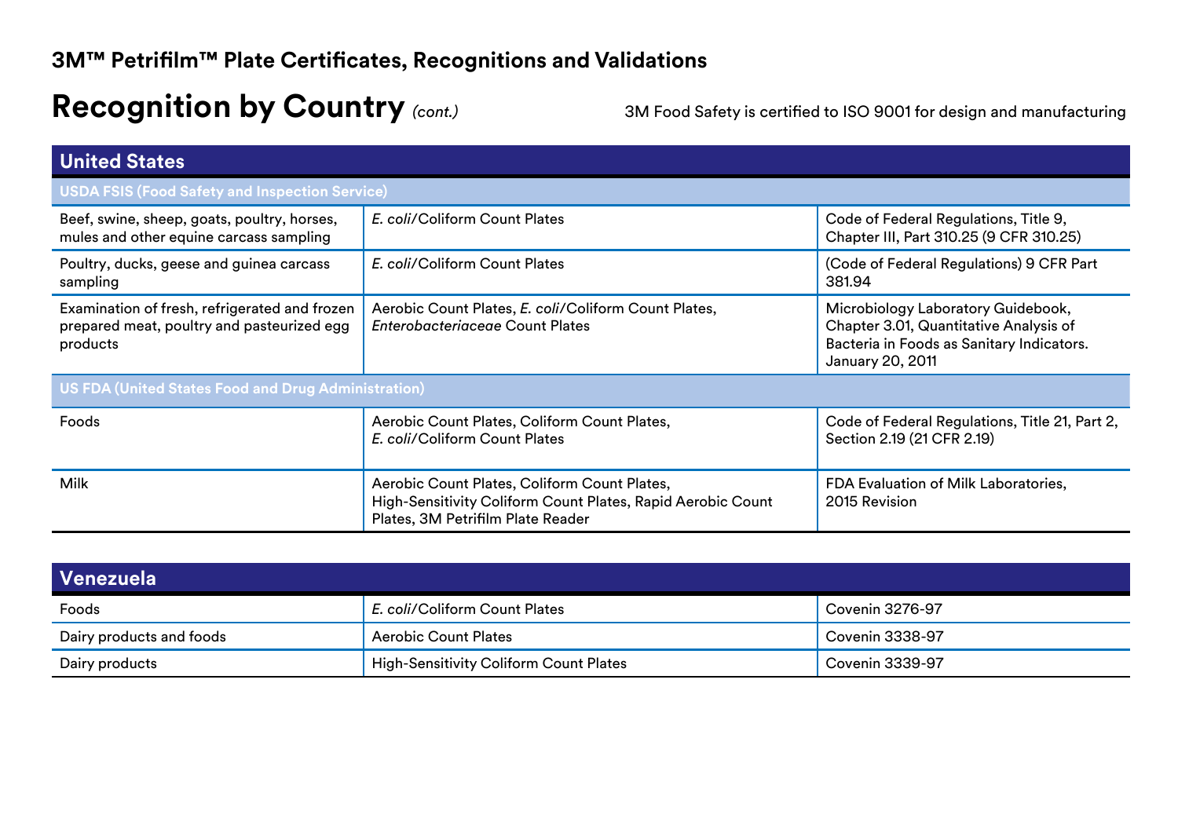## 3M™ Petrifilm™ Plate Certificates, Recognitions and Validations

# Recognition by Country *(cont.)*

3M Food Safety is certified to ISO 9001 for design and manufacturing

| United States | | |
|---|---|---|
| **USDA FSIS (Food Safety and Inspection Service)** | | |
| Beef, swine, sheep, goats, poultry, horses, mules and other equine carcass sampling | *E. coli*/Coliform Count Plates | Code of Federal Regulations, Title 9, Chapter III, Part 310.25 (9 CFR 310.25) |
| Poultry, ducks, geese and guinea carcass sampling | *E. coli*/Coliform Count Plates | (Code of Federal Regulations) 9 CFR Part 381.94 |
| Examination of fresh, refrigerated and frozen prepared meat, poultry and pasteurized egg products | Aerobic Count Plates, *E. coli*/Coliform Count Plates, *Enterobacteriaceae* Count Plates | Microbiology Laboratory Guidebook, Chapter 3.01, Quantitative Analysis of Bacteria in Foods as Sanitary Indicators. January 20, 2011 |
| **US FDA (United States Food and Drug Administration)** | | |
| Foods | Aerobic Count Plates, Coliform Count Plates, *E. coli*/Coliform Count Plates | Code of Federal Regulations, Title 21, Part 2, Section 2.19 (21 CFR 2.19) |
| Milk | Aerobic Count Plates, Coliform Count Plates, High-Sensitivity Coliform Count Plates, Rapid Aerobic Count Plates, 3M Petrifilm Plate Reader | FDA Evaluation of Milk Laboratories, 2015 Revision |

| Venezuela | | |
|---|---|---|
| Foods | *E. coli*/Coliform Count Plates | Covenin 3276-97 |
| Dairy products and foods | Aerobic Count Plates | Covenin 3338-97 |
| Dairy products | High-Sensitivity Coliform Count Plates | Covenin 3339-97 |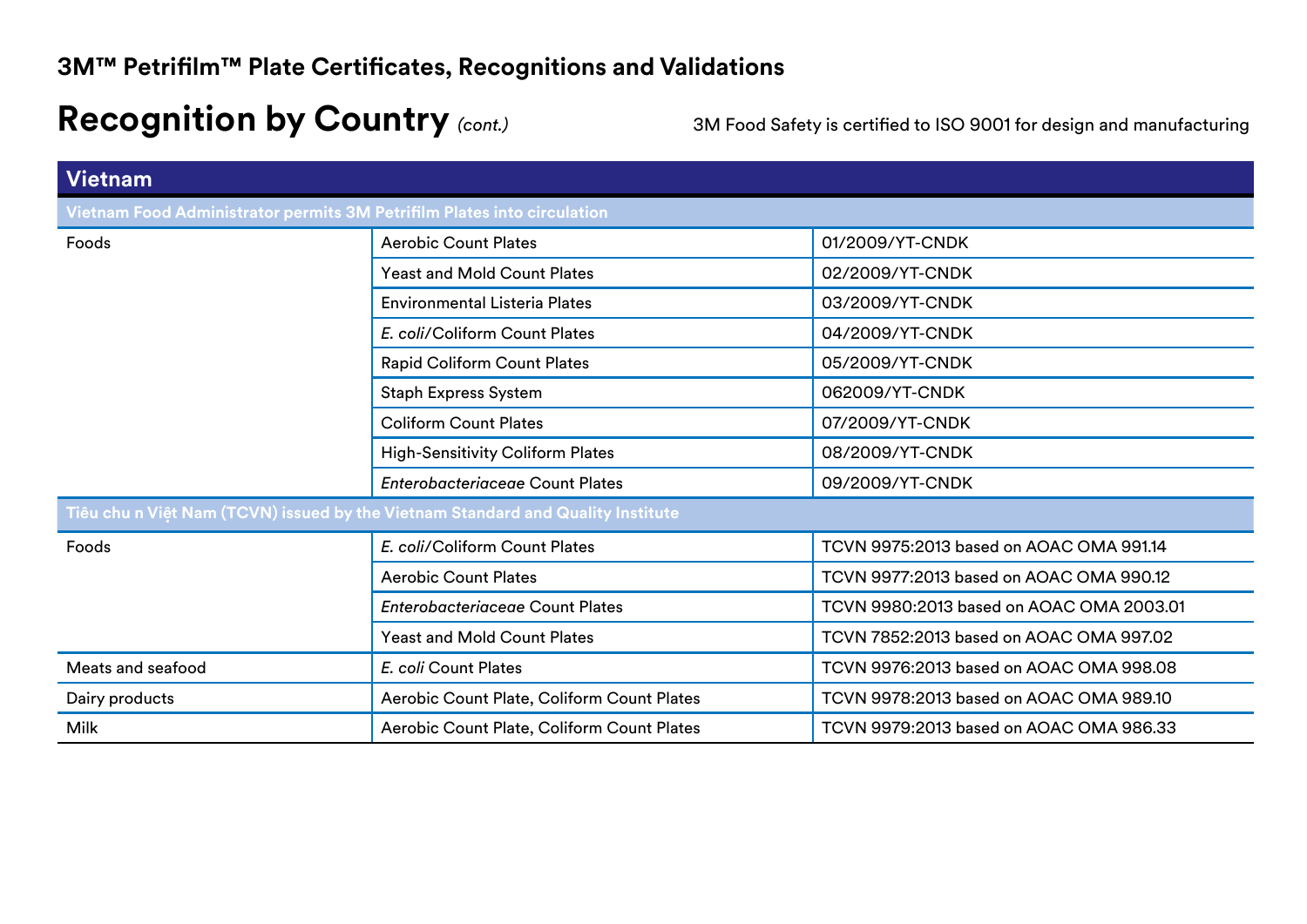### 3M™ Petrifilm™ Plate Certificates, Recognitions and Validations

# Recognition by Country *(cont.)*

3M Food Safety is certified to ISO 9001 for design and manufacturing

| Vietnam | | |
|---|---|---|
| **Vietnam Food Administrator permits 3M Petrifilm Plates into circulation** | | |
| Foods | Aerobic Count Plates | 01/2009/YT-CNDK |
| | Yeast and Mold Count Plates | 02/2009/YT-CNDK |
| | Environmental Listeria Plates | 03/2009/YT-CNDK |
| | *E. coli*/Coliform Count Plates | 04/2009/YT-CNDK |
| | Rapid Coliform Count Plates | 05/2009/YT-CNDK |
| | Staph Express System | 062009/YT-CNDK |
| | Coliform Count Plates | 07/2009/YT-CNDK |
| | High-Sensitivity Coliform Plates | 08/2009/YT-CNDK |
| | *Enterobacteriaceae* Count Plates | 09/2009/YT-CNDK |
| **Tiêu chu n Việt Nam (TCVN) issued by the Vietnam Standard and Quality Institute** | | |
| Foods | *E. coli*/Coliform Count Plates | TCVN 9975:2013 based on AOAC OMA 991.14 |
| | Aerobic Count Plates | TCVN 9977:2013 based on AOAC OMA 990.12 |
| | *Enterobacteriaceae* Count Plates | TCVN 9980:2013 based on AOAC OMA 2003.01 |
| | Yeast and Mold Count Plates | TCVN 7852:2013 based on AOAC OMA 997.02 |
| Meats and seafood | *E. coli* Count Plates | TCVN 9976:2013 based on AOAC OMA 998.08 |
| Dairy products | Aerobic Count Plate, Coliform Count Plates | TCVN 9978:2013 based on AOAC OMA 989.10 |
| Milk | Aerobic Count Plate, Coliform Count Plates | TCVN 9979:2013 based on AOAC OMA 986.33 |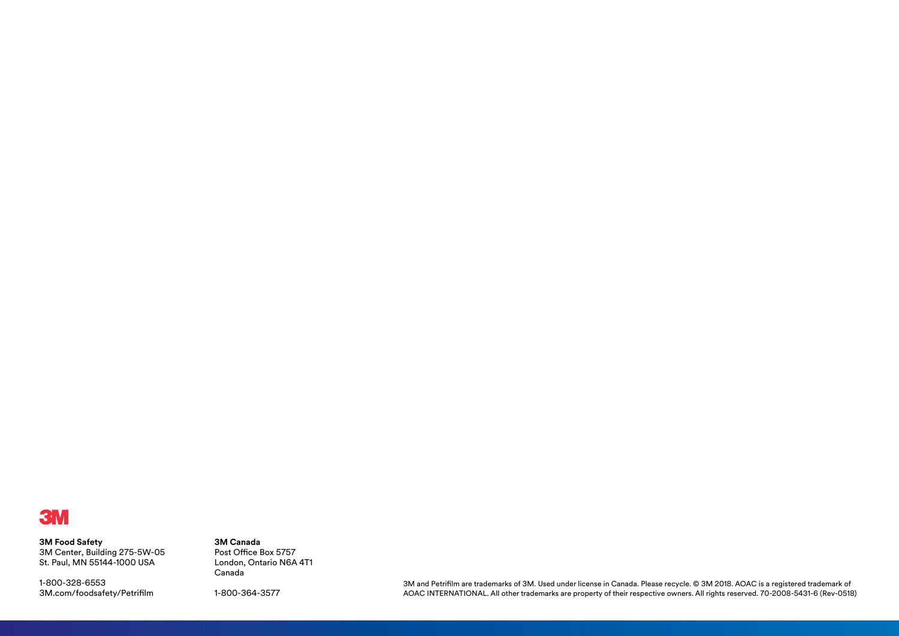**3M Food Safety**
3M Center, Building 275-5W-05
St. Paul, MN 55144-1000 USA

1-800-328-6553
3M.com/foodsafety/Petrifilm

**3M Canada**
Post Office Box 5757
London, Ontario N6A 4T1
Canada

1-800-364-3577

3M and Petrifilm are trademarks of 3M. Used under license in Canada. Please recycle. © 3M 2018. AOAC is a registered trademark of AOAC INTERNATIONAL. All other trademarks are property of their respective owners. All rights reserved. 70-2008-5431-6 (Rev-0518)